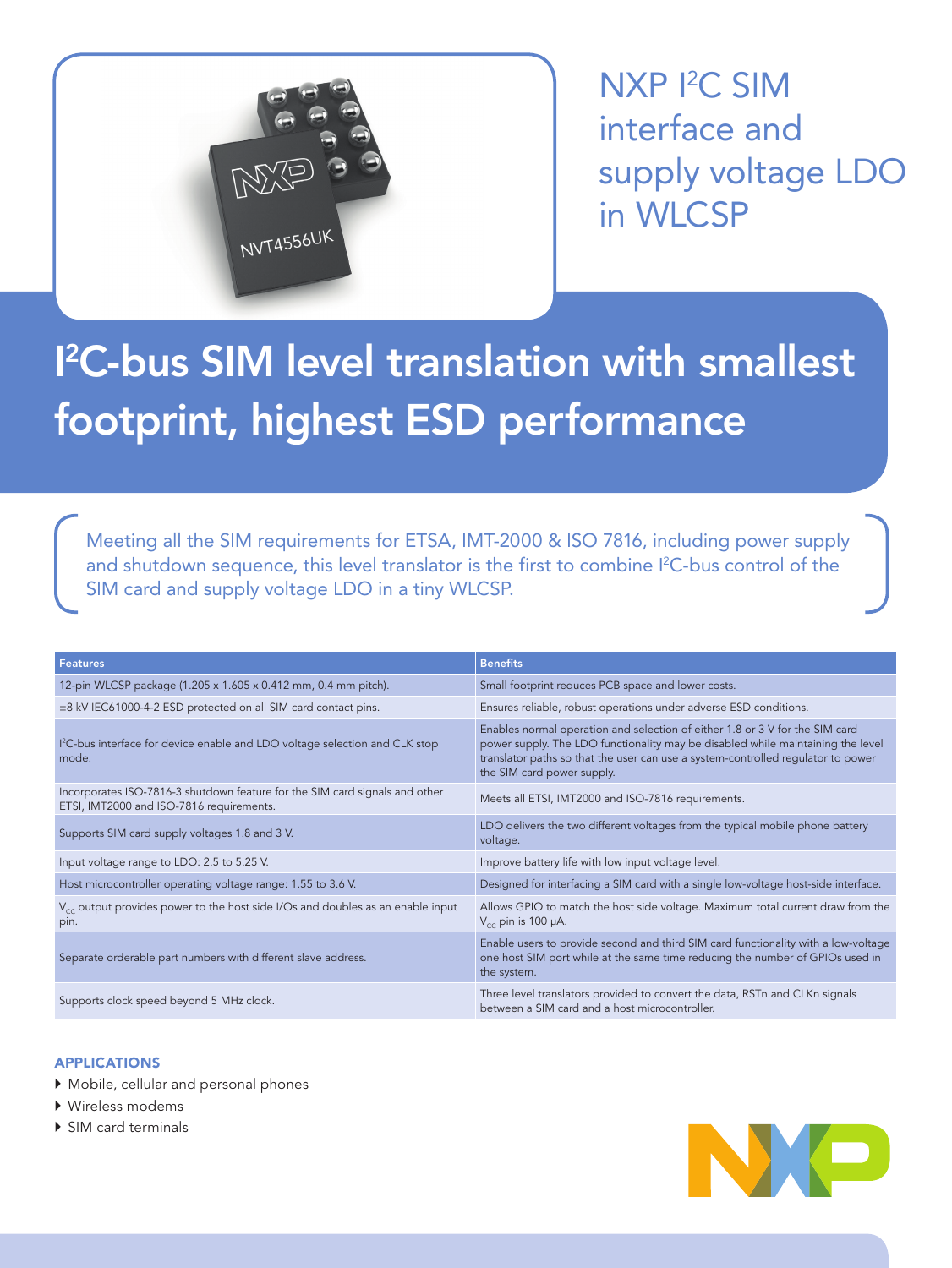# NXP I²C SIM interface and supply voltage LDO in WLCSP

## I²C-bus SIM level translation with smallest footprint, highest ESD performance

Meeting all the SIM requirements for ETSA, IMT-2000 & ISO 7816, including power supply and shutdown sequence, this level translator is the first to combine I²C-bus control of the SIM card and supply voltage LDO in a tiny WLCSP.

| Features | Benefits |
| --- | --- |
| 12-pin WLCSP package (1.205 x 1.605 x 0.412 mm, 0.4 mm pitch). | Small footprint reduces PCB space and lower costs. |
| ±8 kV IEC61000-4-2 ESD protected on all SIM card contact pins. | Ensures reliable, robust operations under adverse ESD conditions. |
| I²C-bus interface for device enable and LDO voltage selection and CLK stop mode. | Enables normal operation and selection of either 1.8 or 3 V for the SIM card power supply. The LDO functionality may be disabled while maintaining the level translator paths so that the user can use a system-controlled regulator to power the SIM card power supply. |
| Incorporates ISO-7816-3 shutdown feature for the SIM card signals and other ETSI, IMT2000 and ISO-7816 requirements. | Meets all ETSI, IMT2000 and ISO-7816 requirements. |
| Supports SIM card supply voltages 1.8 and 3 V. | LDO delivers the two different voltages from the typical mobile phone battery voltage. |
| Input voltage range to LDO: 2.5 to 5.25 V. | Improve battery life with low input voltage level. |
| Host microcontroller operating voltage range: 1.55 to 3.6 V. | Designed for interfacing a SIM card with a single low-voltage host-side interface. |
| $V_{CC}$ output provides power to the host side I/Os and doubles as an enable input pin. | Allows GPIO to match the host side voltage. Maximum total current draw from the $V_{CC}$ pin is 100 µA. |
| Separate orderable part numbers with different slave address. | Enable users to provide second and third SIM card functionality with a low-voltage one host SIM port while at the same time reducing the number of GPIOs used in the system. |
| Supports clock speed beyond 5 MHz clock. | Three level translators provided to convert the data, RSTn and CLKn signals between a SIM card and a host microcontroller. |

### APPLICATIONS

- Mobile, cellular and personal phones
- Wireless modems
- SIM card terminals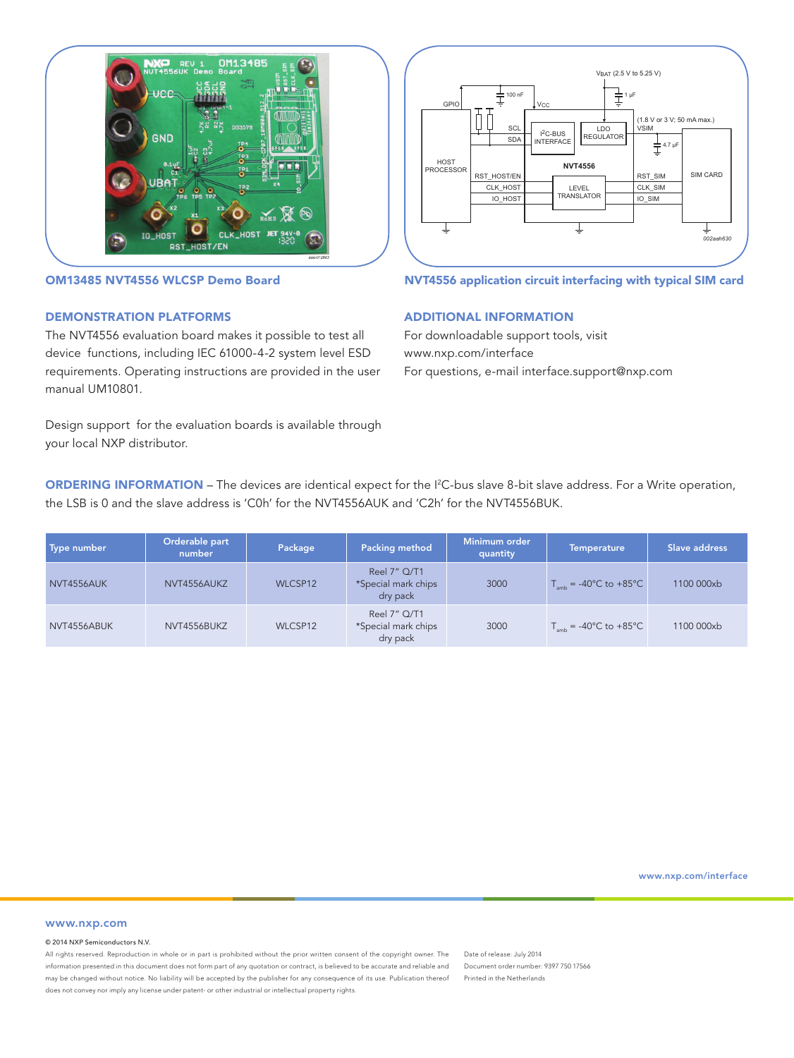**OM13485 NVT4556 WLCSP Demo Board**

**NVT4556 application circuit interfacing with typical SIM card**

## DEMONSTRATION PLATFORMS

The NVT4556 evaluation board makes it possible to test all device functions, including IEC 61000-4-2 system level ESD requirements. Operating instructions are provided in the user manual UM10801.

Design support for the evaluation boards is available through your local NXP distributor.

## ADDITIONAL INFORMATION

For downloadable support tools, visit www.nxp.com/interface

For questions, e-mail interface.support@nxp.com

**ORDERING INFORMATION** – The devices are identical expect for the I²C-bus slave 8-bit slave address. For a Write operation, the LSB is 0 and the slave address is 'C0h' for the NVT4556AUK and 'C2h' for the NVT4556BUK.

| Type number | Orderable part number | Package | Packing method | Minimum order quantity | Temperature | Slave address |
|---|---|---|---|---|---|---|
| NVT4556AUK | NVT4556AUKZ | WLCSP12 | Reel 7" Q/T1 *Special mark chips dry pack | 3000 | $T_{amb}$ = -40°C to +85°C | 1100 000xb |
| NVT4556ABUK | NVT4556BUKZ | WLCSP12 | Reel 7" Q/T1 *Special mark chips dry pack | 3000 | $T_{amb}$ = -40°C to +85°C | 1100 000xb |

www.nxp.com/interface

www.nxp.com

© 2014 NXP Semiconductors N.V.

All rights reserved. Reproduction in whole or in part is prohibited without the prior written consent of the copyright owner. The information presented in this document does not form part of any quotation or contract, is believed to be accurate and reliable and may be changed without notice. No liability will be accepted by the publisher for any consequence of its use. Publication thereof does not convey nor imply any license under patent- or other industrial or intellectual property rights.

Date of release: July 2014

Document order number: 9397 750 17566

Printed in the Netherlands